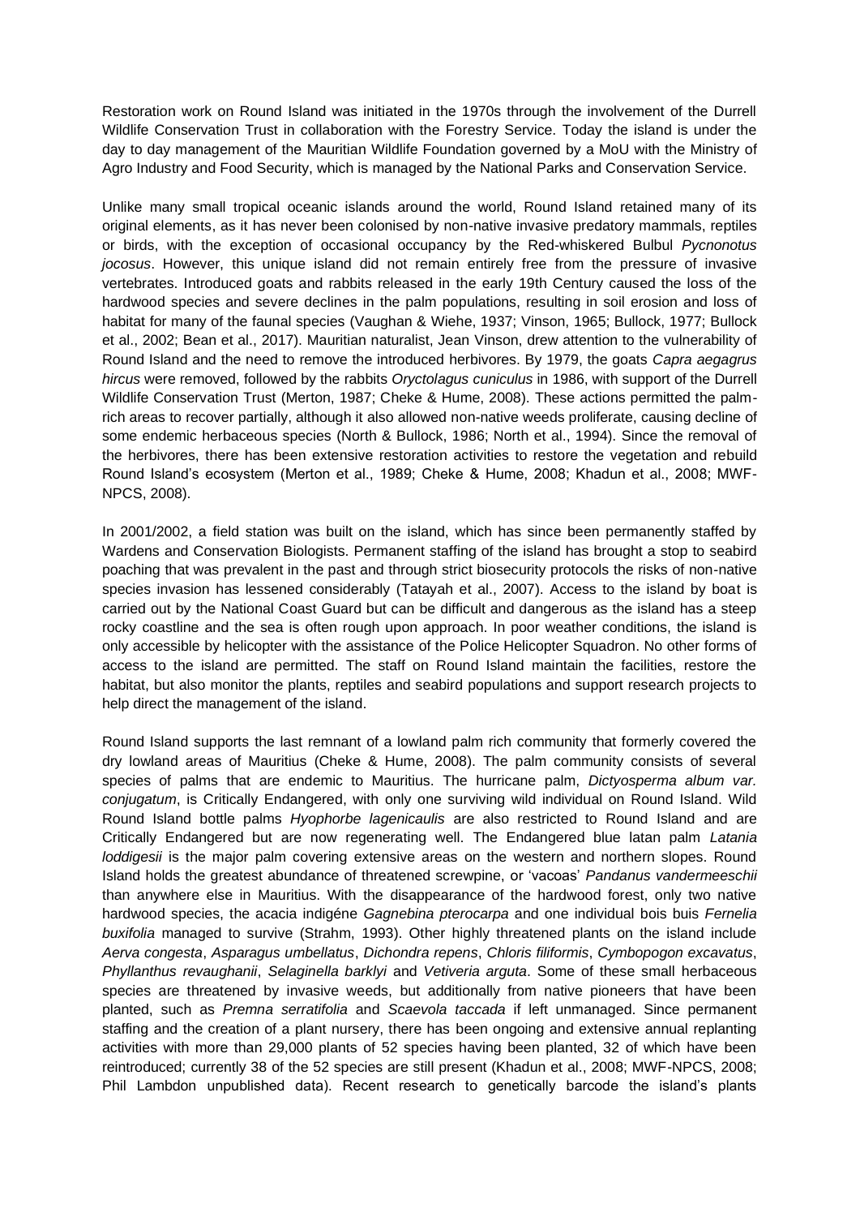Restoration work on Round Island was initiated in the 1970s through the involvement of the Durrell Wildlife Conservation Trust in collaboration with the Forestry Service. Today the island is under the day to day management of the Mauritian Wildlife Foundation governed by a MoU with the Ministry of Agro Industry and Food Security, which is managed by the National Parks and Conservation Service.

Unlike many small tropical oceanic islands around the world, Round Island retained many of its original elements, as it has never been colonised by non-native invasive predatory mammals, reptiles or birds, with the exception of occasional occupancy by the Red-whiskered Bulbul *Pycnonotus jocosus*. However, this unique island did not remain entirely free from the pressure of invasive vertebrates. Introduced goats and rabbits released in the early 19th Century caused the loss of the hardwood species and severe declines in the palm populations, resulting in soil erosion and loss of habitat for many of the faunal species (Vaughan & Wiehe, 1937; Vinson, 1965; Bullock, 1977; Bullock et al., 2002; Bean et al., 2017). Mauritian naturalist, Jean Vinson, drew attention to the vulnerability of Round Island and the need to remove the introduced herbivores. By 1979, the goats *Capra aegagrus hircus* were removed, followed by the rabbits *Oryctolagus cuniculus* in 1986, with support of the Durrell Wildlife Conservation Trust (Merton, 1987; Cheke & Hume, 2008). These actions permitted the palm-rich areas to recover partially, although it also allowed non-native weeds proliferate, causing decline of some endemic herbaceous species (North & Bullock, 1986; North et al., 1994). Since the removal of the herbivores, there has been extensive restoration activities to restore the vegetation and rebuild Round Island's ecosystem (Merton et al., 1989; Cheke & Hume, 2008; Khadun et al., 2008; MWF-NPCS, 2008).

In 2001/2002, a field station was built on the island, which has since been permanently staffed by Wardens and Conservation Biologists. Permanent staffing of the island has brought a stop to seabird poaching that was prevalent in the past and through strict biosecurity protocols the risks of non-native species invasion has lessened considerably (Tatayah et al., 2007). Access to the island by boat is carried out by the National Coast Guard but can be difficult and dangerous as the island has a steep rocky coastline and the sea is often rough upon approach. In poor weather conditions, the island is only accessible by helicopter with the assistance of the Police Helicopter Squadron. No other forms of access to the island are permitted. The staff on Round Island maintain the facilities, restore the habitat, but also monitor the plants, reptiles and seabird populations and support research projects to help direct the management of the island.

Round Island supports the last remnant of a lowland palm rich community that formerly covered the dry lowland areas of Mauritius (Cheke & Hume, 2008). The palm community consists of several species of palms that are endemic to Mauritius. The hurricane palm, *Dictyosperma album var. conjugatum*, is Critically Endangered, with only one surviving wild individual on Round Island. Wild Round Island bottle palms *Hyophorbe lagenicaulis* are also restricted to Round Island and are Critically Endangered but are now regenerating well. The Endangered blue latan palm *Latania loddigesii* is the major palm covering extensive areas on the western and northern slopes. Round Island holds the greatest abundance of threatened screwpine, or 'vacoas' *Pandanus vandermeeschii* than anywhere else in Mauritius. With the disappearance of the hardwood forest, only two native hardwood species, the acacia indigéne *Gagnebina pterocarpa* and one individual bois buis *Fernelia buxifolia* managed to survive (Strahm, 1993). Other highly threatened plants on the island include *Aerva congesta*, *Asparagus umbellatus*, *Dichondra repens*, *Chloris filiformis*, *Cymbopogon excavatus*, *Phyllanthus revaughanii*, *Selaginella barklyi* and *Vetiveria arguta*. Some of these small herbaceous species are threatened by invasive weeds, but additionally from native pioneers that have been planted, such as *Premna serratifolia* and *Scaevola taccada* if left unmanaged. Since permanent staffing and the creation of a plant nursery, there has been ongoing and extensive annual replanting activities with more than 29,000 plants of 52 species having been planted, 32 of which have been reintroduced; currently 38 of the 52 species are still present (Khadun et al., 2008; MWF-NPCS, 2008; Phil Lambdon unpublished data). Recent research to genetically barcode the island's plants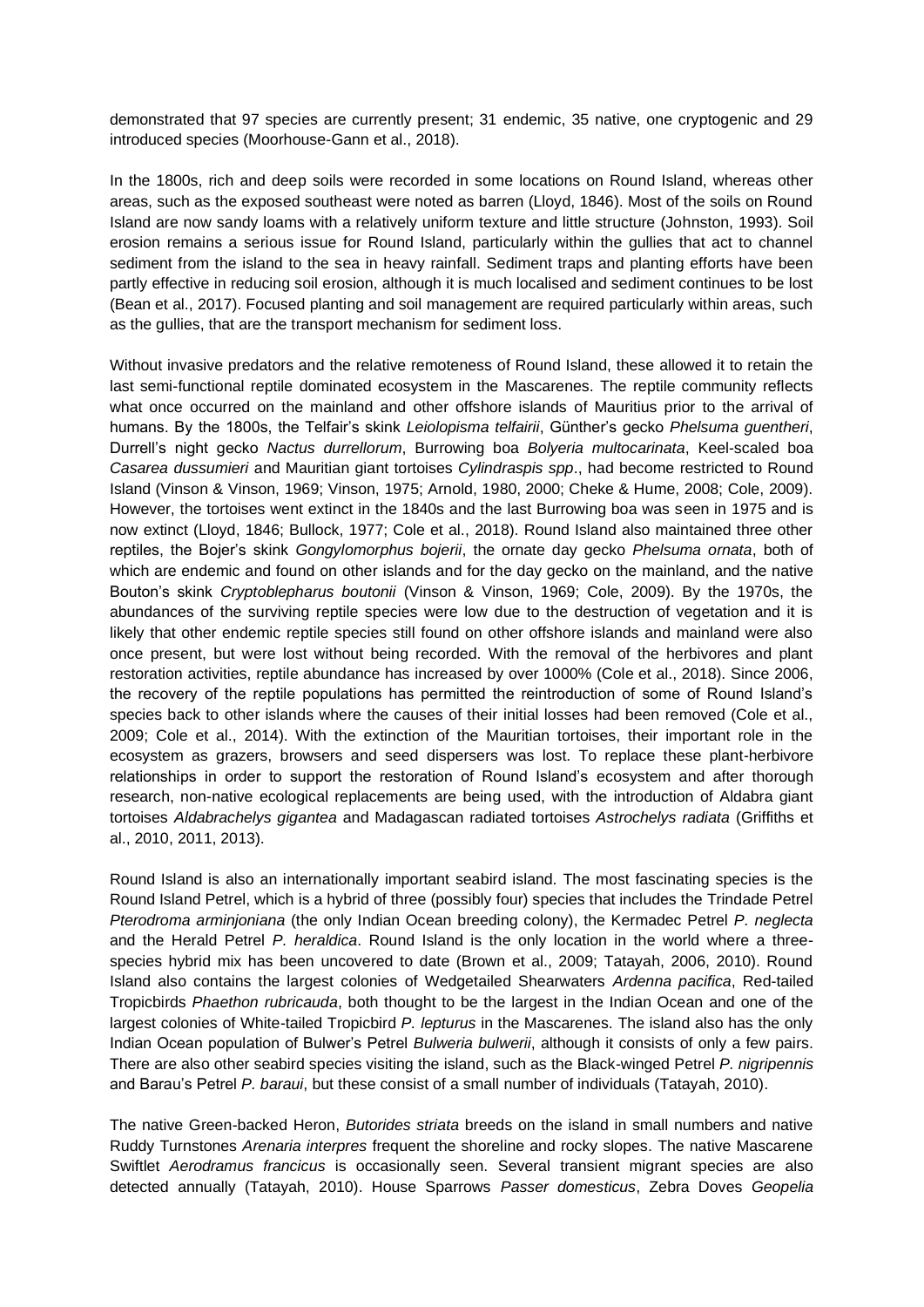demonstrated that 97 species are currently present; 31 endemic, 35 native, one cryptogenic and 29 introduced species (Moorhouse-Gann et al., 2018).

In the 1800s, rich and deep soils were recorded in some locations on Round Island, whereas other areas, such as the exposed southeast were noted as barren (Lloyd, 1846). Most of the soils on Round Island are now sandy loams with a relatively uniform texture and little structure (Johnston, 1993). Soil erosion remains a serious issue for Round Island, particularly within the gullies that act to channel sediment from the island to the sea in heavy rainfall. Sediment traps and planting efforts have been partly effective in reducing soil erosion, although it is much localised and sediment continues to be lost (Bean et al., 2017). Focused planting and soil management are required particularly within areas, such as the gullies, that are the transport mechanism for sediment loss.

Without invasive predators and the relative remoteness of Round Island, these allowed it to retain the last semi-functional reptile dominated ecosystem in the Mascarenes. The reptile community reflects what once occurred on the mainland and other offshore islands of Mauritius prior to the arrival of humans. By the 1800s, the Telfair's skink *Leiolopisma telfairii*, Günther's gecko *Phelsuma guentheri*, Durrell's night gecko *Nactus durrellorum*, Burrowing boa *Bolyeria multocarinata*, Keel-scaled boa *Casarea dussumieri* and Mauritian giant tortoises *Cylindraspis spp*., had become restricted to Round Island (Vinson & Vinson, 1969; Vinson, 1975; Arnold, 1980, 2000; Cheke & Hume, 2008; Cole, 2009). However, the tortoises went extinct in the 1840s and the last Burrowing boa was seen in 1975 and is now extinct (Lloyd, 1846; Bullock, 1977; Cole et al., 2018). Round Island also maintained three other reptiles, the Bojer's skink *Gongylomorphus bojerii*, the ornate day gecko *Phelsuma ornata*, both of which are endemic and found on other islands and for the day gecko on the mainland, and the native Bouton's skink *Cryptoblepharus boutonii* (Vinson & Vinson, 1969; Cole, 2009). By the 1970s, the abundances of the surviving reptile species were low due to the destruction of vegetation and it is likely that other endemic reptile species still found on other offshore islands and mainland were also once present, but were lost without being recorded. With the removal of the herbivores and plant restoration activities, reptile abundance has increased by over 1000% (Cole et al., 2018). Since 2006, the recovery of the reptile populations has permitted the reintroduction of some of Round Island's species back to other islands where the causes of their initial losses had been removed (Cole et al., 2009; Cole et al., 2014). With the extinction of the Mauritian tortoises, their important role in the ecosystem as grazers, browsers and seed dispersers was lost. To replace these plant-herbivore relationships in order to support the restoration of Round Island's ecosystem and after thorough research, non-native ecological replacements are being used, with the introduction of Aldabra giant tortoises *Aldabrachelys gigantea* and Madagascan radiated tortoises *Astrochelys radiata* (Griffiths et al., 2010, 2011, 2013).

Round Island is also an internationally important seabird island. The most fascinating species is the Round Island Petrel, which is a hybrid of three (possibly four) species that includes the Trindade Petrel *Pterodroma arminjoniana* (the only Indian Ocean breeding colony), the Kermadec Petrel *P. neglecta* and the Herald Petrel *P. heraldica*. Round Island is the only location in the world where a three-species hybrid mix has been uncovered to date (Brown et al., 2009; Tatayah, 2006, 2010). Round Island also contains the largest colonies of Wedgetailed Shearwaters *Ardenna pacifica*, Red-tailed Tropicbirds *Phaethon rubricauda*, both thought to be the largest in the Indian Ocean and one of the largest colonies of White-tailed Tropicbird *P. lepturus* in the Mascarenes. The island also has the only Indian Ocean population of Bulwer's Petrel *Bulweria bulwerii*, although it consists of only a few pairs. There are also other seabird species visiting the island, such as the Black-winged Petrel *P. nigripennis* and Barau's Petrel *P. baraui*, but these consist of a small number of individuals (Tatayah, 2010).

The native Green-backed Heron, *Butorides striata* breeds on the island in small numbers and native Ruddy Turnstones *Arenaria interpres* frequent the shoreline and rocky slopes. The native Mascarene Swiftlet *Aerodramus francicus* is occasionally seen. Several transient migrant species are also detected annually (Tatayah, 2010). House Sparrows *Passer domesticus*, Zebra Doves *Geopelia*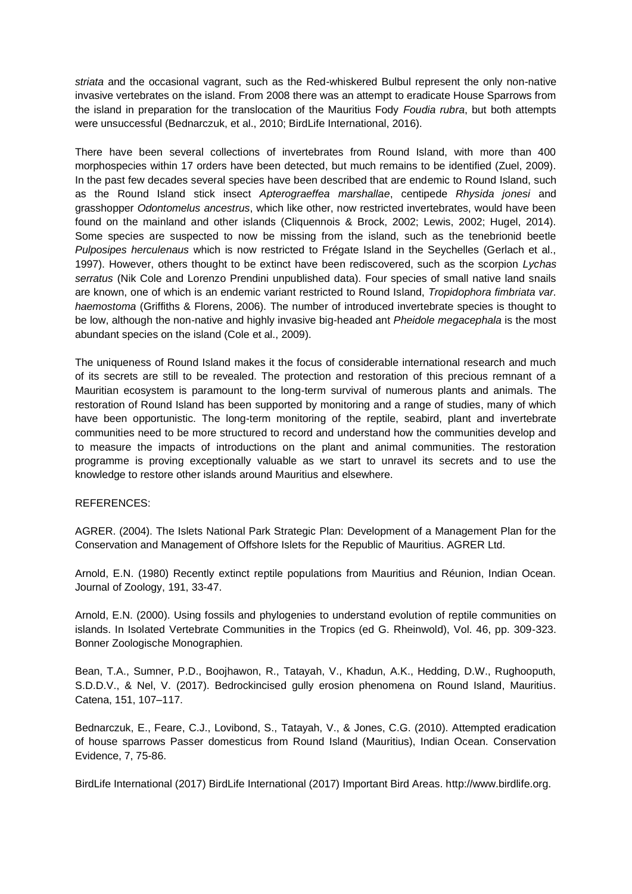*striata* and the occasional vagrant, such as the Red-whiskered Bulbul represent the only non-native invasive vertebrates on the island. From 2008 there was an attempt to eradicate House Sparrows from the island in preparation for the translocation of the Mauritius Fody *Foudia rubra*, but both attempts were unsuccessful (Bednarczuk, et al., 2010; BirdLife International, 2016).

There have been several collections of invertebrates from Round Island, with more than 400 morphospecies within 17 orders have been detected, but much remains to be identified (Zuel, 2009). In the past few decades several species have been described that are endemic to Round Island, such as the Round Island stick insect *Apterograeffea marshallae*, centipede *Rhysida jonesi* and grasshopper *Odontomelus ancestrus*, which like other, now restricted invertebrates, would have been found on the mainland and other islands (Cliquennois & Brock, 2002; Lewis, 2002; Hugel, 2014). Some species are suspected to now be missing from the island, such as the tenebrionid beetle *Pulposipes herculenaus* which is now restricted to Frégate Island in the Seychelles (Gerlach et al., 1997). However, others thought to be extinct have been rediscovered, such as the scorpion *Lychas serratus* (Nik Cole and Lorenzo Prendini unpublished data). Four species of small native land snails are known, one of which is an endemic variant restricted to Round Island, *Tropidophora fimbriata var. haemostoma* (Griffiths & Florens, 2006). The number of introduced invertebrate species is thought to be low, although the non-native and highly invasive big-headed ant *Pheidole megacephala* is the most abundant species on the island (Cole et al., 2009).

The uniqueness of Round Island makes it the focus of considerable international research and much of its secrets are still to be revealed. The protection and restoration of this precious remnant of a Mauritian ecosystem is paramount to the long-term survival of numerous plants and animals. The restoration of Round Island has been supported by monitoring and a range of studies, many of which have been opportunistic. The long-term monitoring of the reptile, seabird, plant and invertebrate communities need to be more structured to record and understand how the communities develop and to measure the impacts of introductions on the plant and animal communities. The restoration programme is proving exceptionally valuable as we start to unravel its secrets and to use the knowledge to restore other islands around Mauritius and elsewhere.

REFERENCES:

AGRER. (2004). The Islets National Park Strategic Plan: Development of a Management Plan for the Conservation and Management of Offshore Islets for the Republic of Mauritius. AGRER Ltd.

Arnold, E.N. (1980) Recently extinct reptile populations from Mauritius and Réunion, Indian Ocean. Journal of Zoology, 191, 33-47.

Arnold, E.N. (2000). Using fossils and phylogenies to understand evolution of reptile communities on islands. In Isolated Vertebrate Communities in the Tropics (ed G. Rheinwold), Vol. 46, pp. 309-323. Bonner Zoologische Monographien.

Bean, T.A., Sumner, P.D., Boojhawon, R., Tatayah, V., Khadun, A.K., Hedding, D.W., Rughooputh, S.D.D.V., & Nel, V. (2017). Bedrockincised gully erosion phenomena on Round Island, Mauritius. Catena, 151, 107–117.

Bednarczuk, E., Feare, C.J., Lovibond, S., Tatayah, V., & Jones, C.G. (2010). Attempted eradication of house sparrows Passer domesticus from Round Island (Mauritius), Indian Ocean. Conservation Evidence, 7, 75-86.

BirdLife International (2017) BirdLife International (2017) Important Bird Areas. http://www.birdlife.org.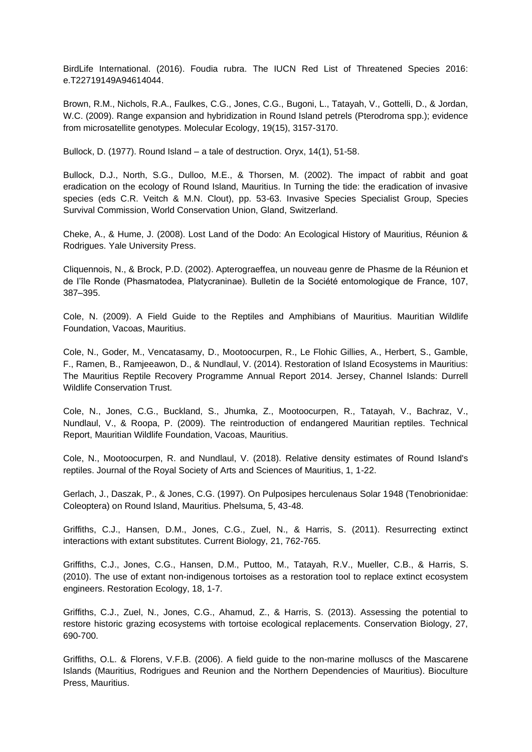BirdLife International. (2016). Foudia rubra. The IUCN Red List of Threatened Species 2016: e.T22719149A94614044.

Brown, R.M., Nichols, R.A., Faulkes, C.G., Jones, C.G., Bugoni, L., Tatayah, V., Gottelli, D., & Jordan, W.C. (2009). Range expansion and hybridization in Round Island petrels (Pterodroma spp.); evidence from microsatellite genotypes. Molecular Ecology, 19(15), 3157-3170.

Bullock, D. (1977). Round Island – a tale of destruction. Oryx, 14(1), 51-58.

Bullock, D.J., North, S.G., Dulloo, M.E., & Thorsen, M. (2002). The impact of rabbit and goat eradication on the ecology of Round Island, Mauritius. In Turning the tide: the eradication of invasive species (eds C.R. Veitch & M.N. Clout), pp. 53-63. Invasive Species Specialist Group, Species Survival Commission, World Conservation Union, Gland, Switzerland.

Cheke, A., & Hume, J. (2008). Lost Land of the Dodo: An Ecological History of Mauritius, Réunion & Rodrigues. Yale University Press.

Cliquennois, N., & Brock, P.D. (2002). Apterograeffea, un nouveau genre de Phasme de la Réunion et de l'île Ronde (Phasmatodea, Platycraninae). Bulletin de la Société entomologique de France, 107, 387–395.

Cole, N. (2009). A Field Guide to the Reptiles and Amphibians of Mauritius. Mauritian Wildlife Foundation, Vacoas, Mauritius.

Cole, N., Goder, M., Vencatasamy, D., Mootoocurpen, R., Le Flohic Gillies, A., Herbert, S., Gamble, F., Ramen, B., Ramjeeawon, D., & Nundlaul, V. (2014). Restoration of Island Ecosystems in Mauritius: The Mauritius Reptile Recovery Programme Annual Report 2014. Jersey, Channel Islands: Durrell Wildlife Conservation Trust.

Cole, N., Jones, C.G., Buckland, S., Jhumka, Z., Mootoocurpen, R., Tatayah, V., Bachraz, V., Nundlaul, V., & Roopa, P. (2009). The reintroduction of endangered Mauritian reptiles. Technical Report, Mauritian Wildlife Foundation, Vacoas, Mauritius.

Cole, N., Mootoocurpen, R. and Nundlaul, V. (2018). Relative density estimates of Round Island's reptiles. Journal of the Royal Society of Arts and Sciences of Mauritius, 1, 1-22.

Gerlach, J., Daszak, P., & Jones, C.G. (1997). On Pulposipes herculenaus Solar 1948 (Tenobrionidae: Coleoptera) on Round Island, Mauritius. Phelsuma, 5, 43-48.

Griffiths, C.J., Hansen, D.M., Jones, C.G., Zuel, N., & Harris, S. (2011). Resurrecting extinct interactions with extant substitutes. Current Biology, 21, 762-765.

Griffiths, C.J., Jones, C.G., Hansen, D.M., Puttoo, M., Tatayah, R.V., Mueller, C.B., & Harris, S. (2010). The use of extant non-indigenous tortoises as a restoration tool to replace extinct ecosystem engineers. Restoration Ecology, 18, 1-7.

Griffiths, C.J., Zuel, N., Jones, C.G., Ahamud, Z., & Harris, S. (2013). Assessing the potential to restore historic grazing ecosystems with tortoise ecological replacements. Conservation Biology, 27, 690-700.

Griffiths, O.L. & Florens, V.F.B. (2006). A field guide to the non-marine molluscs of the Mascarene Islands (Mauritius, Rodrigues and Reunion and the Northern Dependencies of Mauritius). Bioculture Press, Mauritius.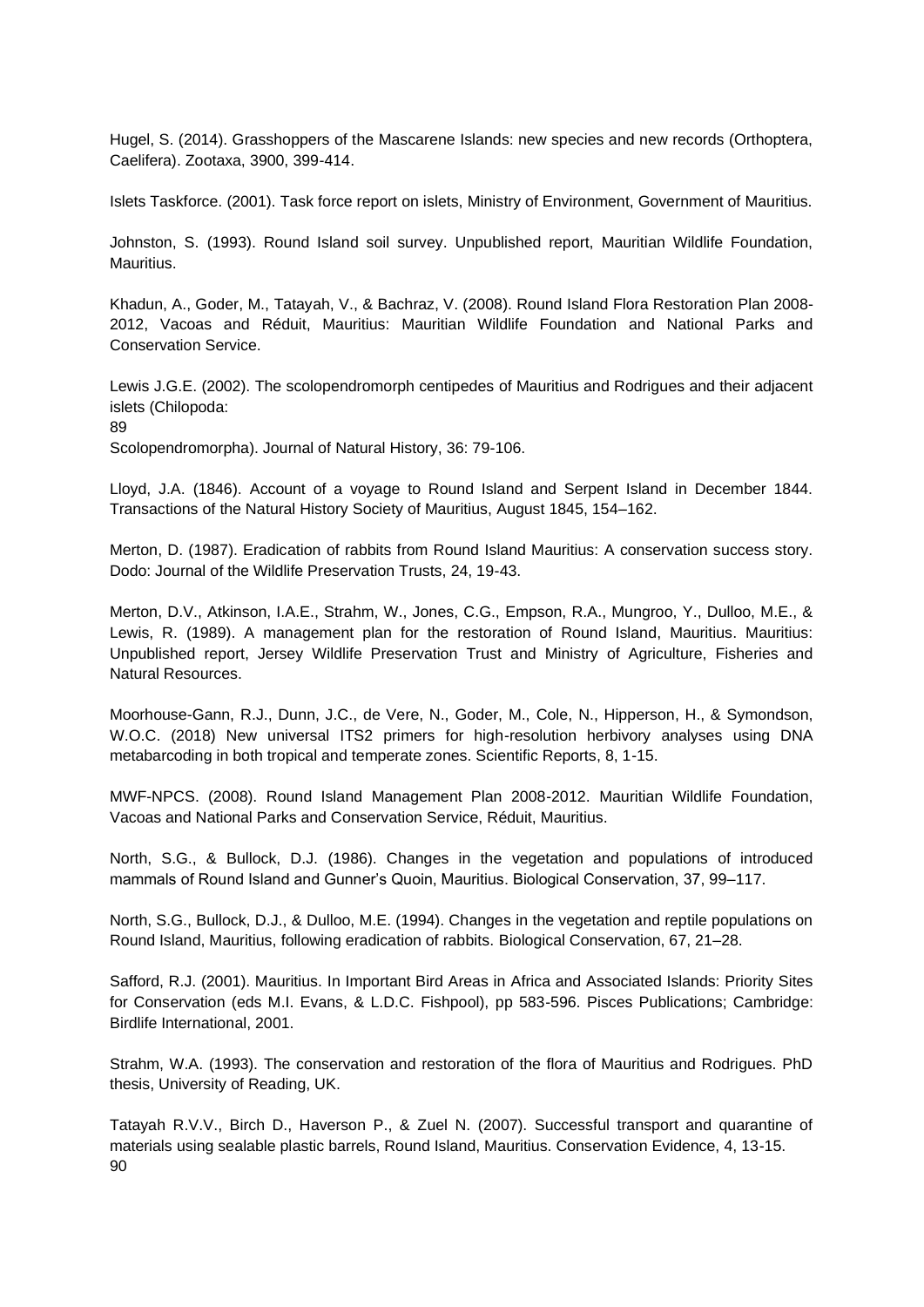Hugel, S. (2014). Grasshoppers of the Mascarene Islands: new species and new records (Orthoptera, Caelifera). Zootaxa, 3900, 399-414.

Islets Taskforce. (2001). Task force report on islets, Ministry of Environment, Government of Mauritius.

Johnston, S. (1993). Round Island soil survey. Unpublished report, Mauritian Wildlife Foundation, Mauritius.

Khadun, A., Goder, M., Tatayah, V., & Bachraz, V. (2008). Round Island Flora Restoration Plan 2008-2012, Vacoas and Réduit, Mauritius: Mauritian Wildlife Foundation and National Parks and Conservation Service.

Lewis J.G.E. (2002). The scolopendromorph centipedes of Mauritius and Rodrigues and their adjacent islets (Chilopoda: Scolopendromorpha). Journal of Natural History, 36: 79-106.

Lloyd, J.A. (1846). Account of a voyage to Round Island and Serpent Island in December 1844. Transactions of the Natural History Society of Mauritius, August 1845, 154–162.

Merton, D. (1987). Eradication of rabbits from Round Island Mauritius: A conservation success story. Dodo: Journal of the Wildlife Preservation Trusts, 24, 19-43.

Merton, D.V., Atkinson, I.A.E., Strahm, W., Jones, C.G., Empson, R.A., Mungroo, Y., Dulloo, M.E., & Lewis, R. (1989). A management plan for the restoration of Round Island, Mauritius. Mauritius: Unpublished report, Jersey Wildlife Preservation Trust and Ministry of Agriculture, Fisheries and Natural Resources.

Moorhouse-Gann, R.J., Dunn, J.C., de Vere, N., Goder, M., Cole, N., Hipperson, H., & Symondson, W.O.C. (2018) New universal ITS2 primers for high-resolution herbivory analyses using DNA metabarcoding in both tropical and temperate zones. Scientific Reports, 8, 1-15.

MWF-NPCS. (2008). Round Island Management Plan 2008-2012. Mauritian Wildlife Foundation, Vacoas and National Parks and Conservation Service, Réduit, Mauritius.

North, S.G., & Bullock, D.J. (1986). Changes in the vegetation and populations of introduced mammals of Round Island and Gunner's Quoin, Mauritius. Biological Conservation, 37, 99–117.

North, S.G., Bullock, D.J., & Dulloo, M.E. (1994). Changes in the vegetation and reptile populations on Round Island, Mauritius, following eradication of rabbits. Biological Conservation, 67, 21–28.

Safford, R.J. (2001). Mauritius. In Important Bird Areas in Africa and Associated Islands: Priority Sites for Conservation (eds M.I. Evans, & L.D.C. Fishpool), pp 583-596. Pisces Publications; Cambridge: Birdlife International, 2001.

Strahm, W.A. (1993). The conservation and restoration of the flora of Mauritius and Rodrigues. PhD thesis, University of Reading, UK.

Tatayah R.V.V., Birch D., Haverson P., & Zuel N. (2007). Successful transport and quarantine of materials using sealable plastic barrels, Round Island, Mauritius. Conservation Evidence, 4, 13-15.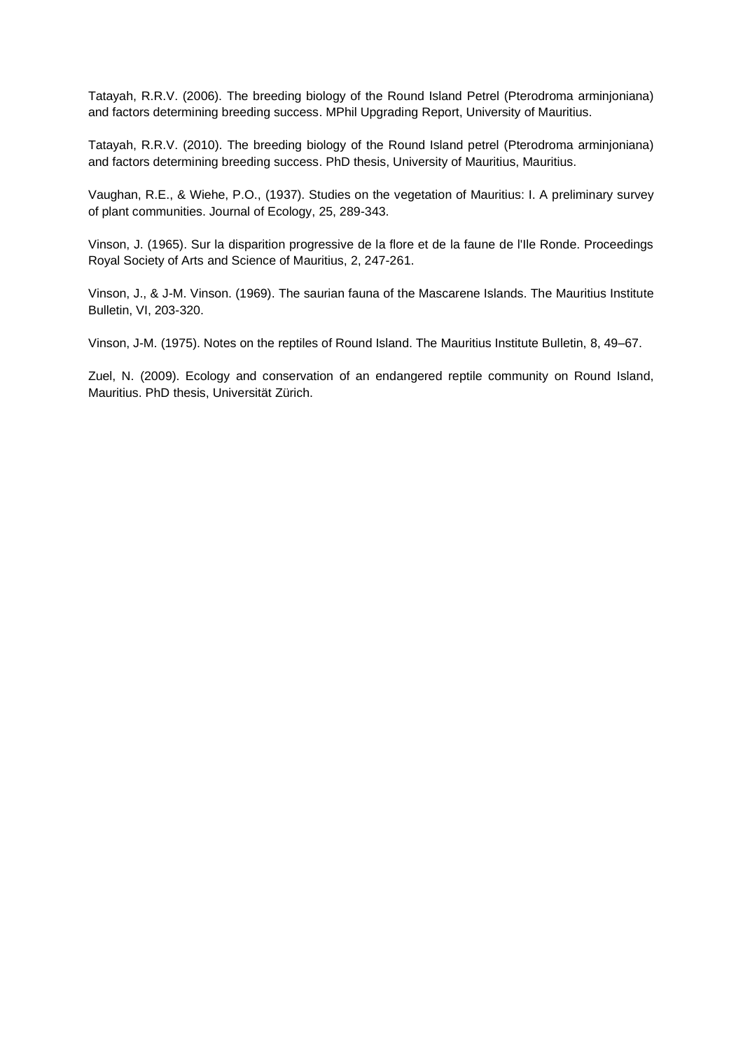Tatayah, R.R.V. (2006). The breeding biology of the Round Island Petrel (Pterodroma arminjoniana) and factors determining breeding success. MPhil Upgrading Report, University of Mauritius.

Tatayah, R.R.V. (2010). The breeding biology of the Round Island petrel (Pterodroma arminjoniana) and factors determining breeding success. PhD thesis, University of Mauritius, Mauritius.

Vaughan, R.E., & Wiehe, P.O., (1937). Studies on the vegetation of Mauritius: I. A preliminary survey of plant communities. Journal of Ecology, 25, 289-343.

Vinson, J. (1965). Sur la disparition progressive de la flore et de la faune de l'Ile Ronde. Proceedings Royal Society of Arts and Science of Mauritius, 2, 247-261.

Vinson, J., & J-M. Vinson. (1969). The saurian fauna of the Mascarene Islands. The Mauritius Institute Bulletin, VI, 203-320.

Vinson, J-M. (1975). Notes on the reptiles of Round Island. The Mauritius Institute Bulletin, 8, 49–67.

Zuel, N. (2009). Ecology and conservation of an endangered reptile community on Round Island, Mauritius. PhD thesis, Universität Zürich.